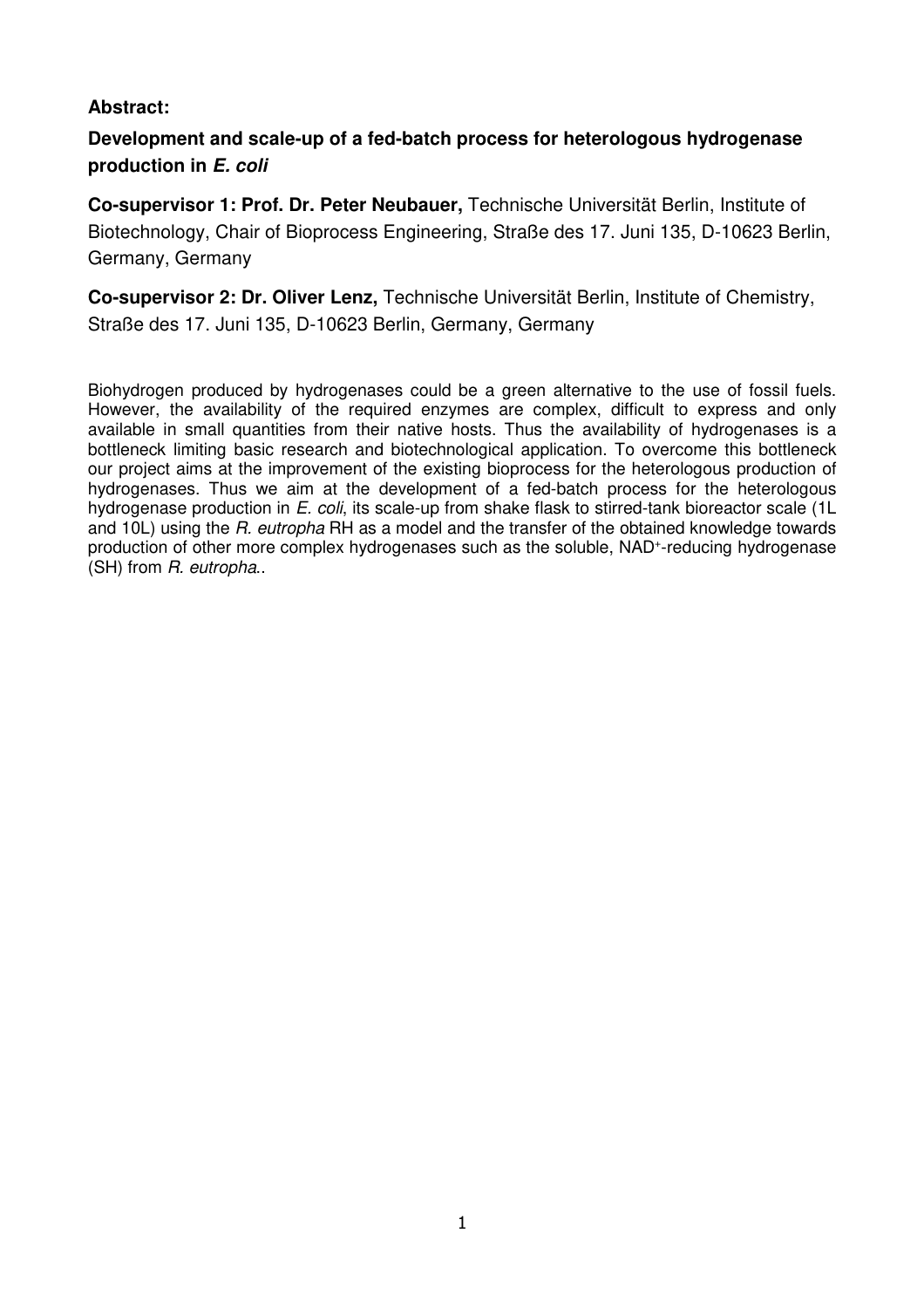**Abstract:**

## Development and scale-up of a fed-batch process for heterologous hydrogenase production in *E. coli*

**Co-supervisor 1: Prof. Dr. Peter Neubauer,** Technische Universität Berlin, Institute of Biotechnology, Chair of Bioprocess Engineering, Straße des 17. Juni 135, D-10623 Berlin, Germany, Germany

**Co-supervisor 2: Dr. Oliver Lenz,** Technische Universität Berlin, Institute of Chemistry, Straße des 17. Juni 135, D-10623 Berlin, Germany, Germany

Biohydrogen produced by hydrogenases could be a green alternative to the use of fossil fuels. However, the availability of the required enzymes are complex, difficult to express and only available in small quantities from their native hosts. Thus the availability of hydrogenases is a bottleneck limiting basic research and biotechnological application. To overcome this bottleneck our project aims at the improvement of the existing bioprocess for the heterologous production of hydrogenases. Thus we aim at the development of a fed-batch process for the heterologous hydrogenase production in *E. coli*, its scale-up from shake flask to stirred-tank bioreactor scale (1L and 10L) using the *R. eutropha* RH as a model and the transfer of the obtained knowledge towards production of other more complex hydrogenases such as the soluble, $NAD^+$-reducing hydrogenase (SH) from *R. eutropha*..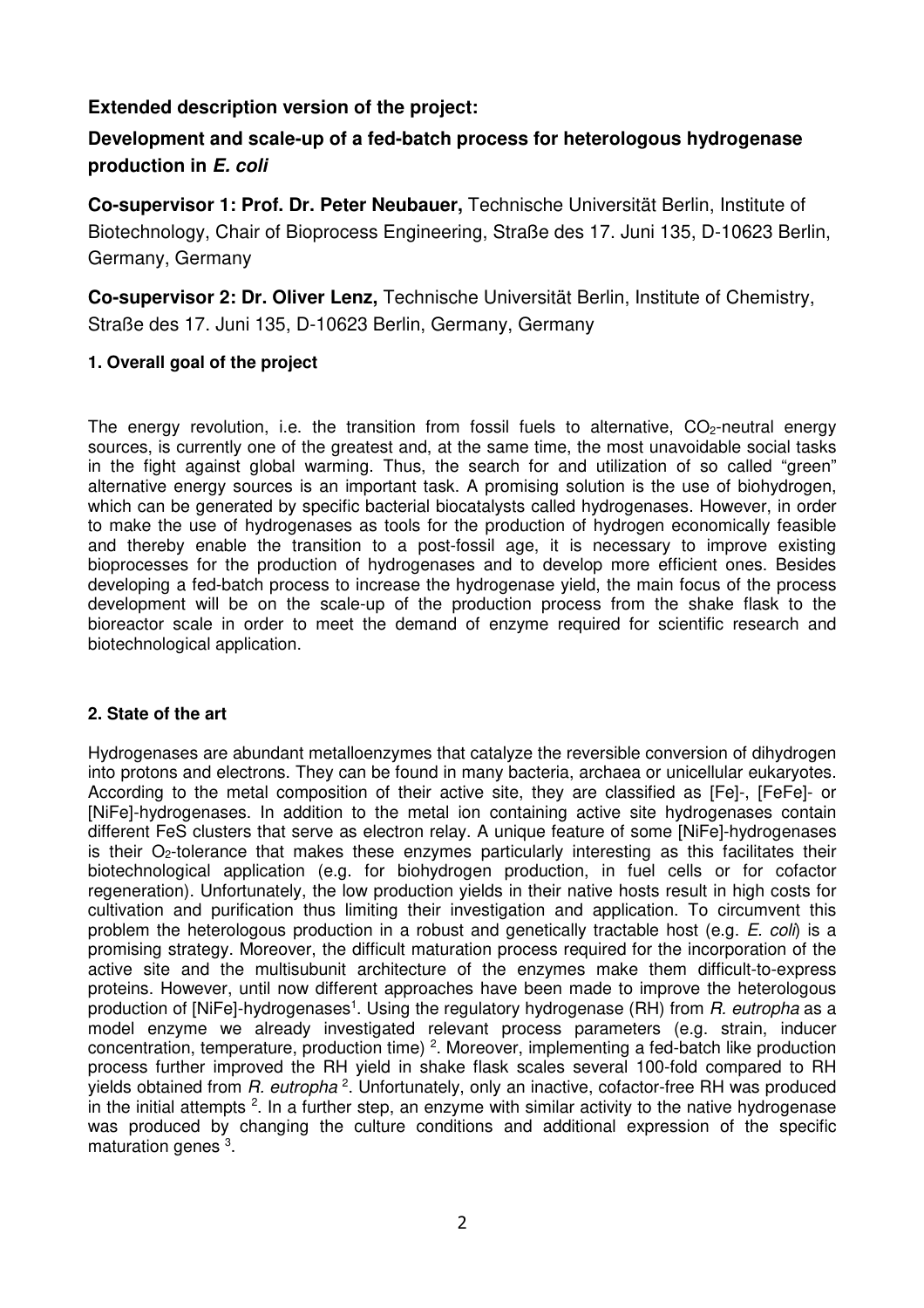**Extended description version of the project:**

## Development and scale-up of a fed-batch process for heterologous hydrogenase production in *E. coli*

**Co-supervisor 1: Prof. Dr. Peter Neubauer,** Technische Universität Berlin, Institute of Biotechnology, Chair of Bioprocess Engineering, Straße des 17. Juni 135, D-10623 Berlin, Germany, Germany

**Co-supervisor 2: Dr. Oliver Lenz,** Technische Universität Berlin, Institute of Chemistry, Straße des 17. Juni 135, D-10623 Berlin, Germany, Germany

### 1. Overall goal of the project

The energy revolution, i.e. the transition from fossil fuels to alternative, $CO_2$-neutral energy sources, is currently one of the greatest and, at the same time, the most unavoidable social tasks in the fight against global warming. Thus, the search for and utilization of so called "green" alternative energy sources is an important task. A promising solution is the use of biohydrogen, which can be generated by specific bacterial biocatalysts called hydrogenases. However, in order to make the use of hydrogenases as tools for the production of hydrogen economically feasible and thereby enable the transition to a post-fossil age, it is necessary to improve existing bioprocesses for the production of hydrogenases and to develop more efficient ones. Besides developing a fed-batch process to increase the hydrogenase yield, the main focus of the process development will be on the scale-up of the production process from the shake flask to the bioreactor scale in order to meet the demand of enzyme required for scientific research and biotechnological application.

### 2. State of the art

Hydrogenases are abundant metalloenzymes that catalyze the reversible conversion of dihydrogen into protons and electrons. They can be found in many bacteria, archaea or unicellular eukaryotes. According to the metal composition of their active site, they are classified as [Fe]-, [FeFe]- or [NiFe]-hydrogenases. In addition to the metal ion containing active site hydrogenases contain different FeS clusters that serve as electron relay. A unique feature of some [NiFe]-hydrogenases is their $O_2$-tolerance that makes these enzymes particularly interesting as this facilitates their biotechnological application (e.g. for biohydrogen production, in fuel cells or for cofactor regeneration). Unfortunately, the low production yields in their native hosts result in high costs for cultivation and purification thus limiting their investigation and application. To circumvent this problem the heterologous production in a robust and genetically tractable host (e.g. *E. coli*) is a promising strategy. Moreover, the difficult maturation process required for the incorporation of the active site and the multisubunit architecture of the enzymes make them difficult-to-express proteins. However, until now different approaches have been made to improve the heterologous production of [NiFe]-hydrogenases[1]. Using the regulatory hydrogenase (RH) from *R. eutropha* as a model enzyme we already investigated relevant process parameters (e.g. strain, inducer concentration, temperature, production time) [2]. Moreover, implementing a fed-batch like production process further improved the RH yield in shake flask scales several 100-fold compared to RH yields obtained from *R. eutropha* [2]. Unfortunately, only an inactive, cofactor-free RH was produced in the initial attempts [2]. In a further step, an enzyme with similar activity to the native hydrogenase was produced by changing the culture conditions and additional expression of the specific maturation genes [3].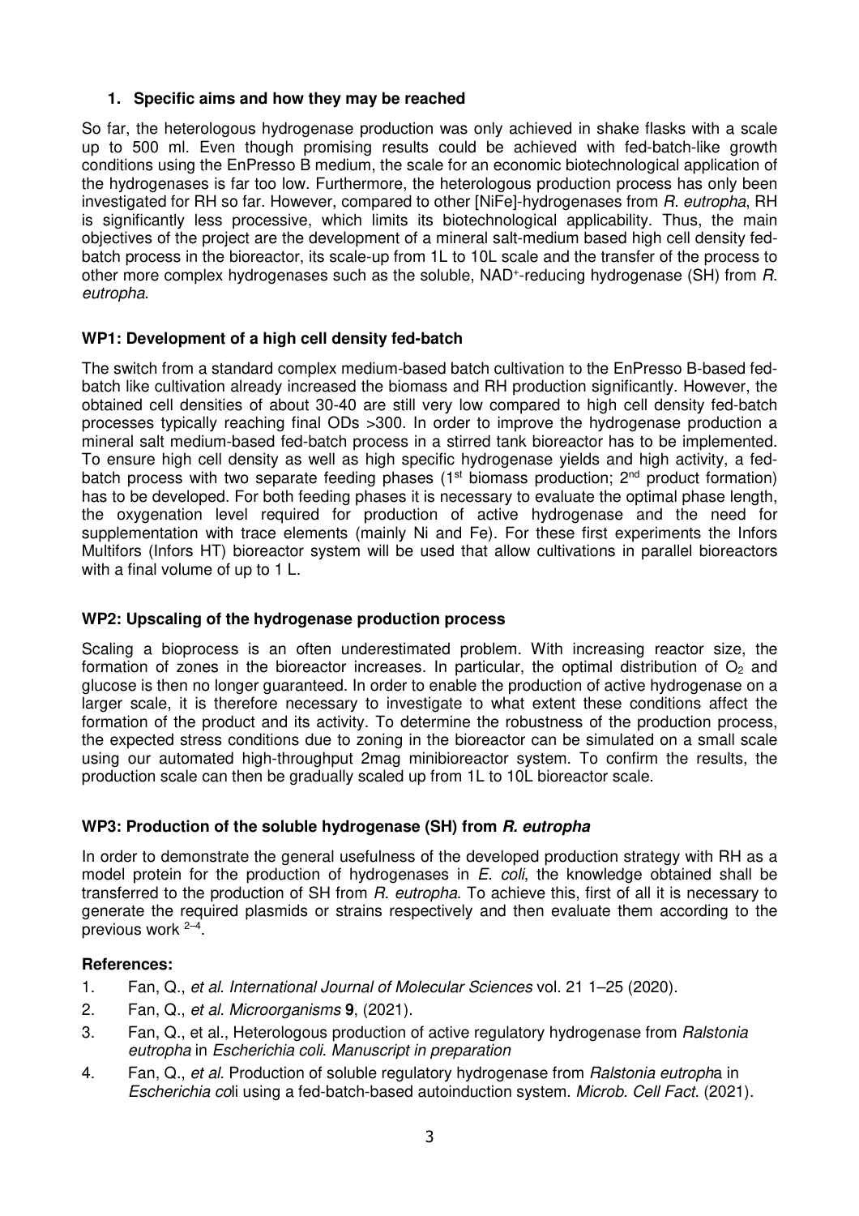### 1. Specific aims and how they may be reached

So far, the heterologous hydrogenase production was only achieved in shake flasks with a scale up to 500 ml. Even though promising results could be achieved with fed-batch-like growth conditions using the EnPresso B medium, the scale for an economic biotechnological application of the hydrogenases is far too low. Furthermore, the heterologous production process has only been investigated for RH so far. However, compared to other [NiFe]-hydrogenases from *R. eutropha*, RH is significantly less processive, which limits its biotechnological applicability. Thus, the main objectives of the project are the development of a mineral salt-medium based high cell density fed-batch process in the bioreactor, its scale-up from 1L to 10L scale and the transfer of the process to other more complex hydrogenases such as the soluble, $NAD^+$-reducing hydrogenase (SH) from *R. eutropha*.

### WP1: Development of a high cell density fed-batch

The switch from a standard complex medium-based batch cultivation to the EnPresso B-based fed-batch like cultivation already increased the biomass and RH production significantly. However, the obtained cell densities of about 30-40 are still very low compared to high cell density fed-batch processes typically reaching final ODs >300. In order to improve the hydrogenase production a mineral salt medium-based fed-batch process in a stirred tank bioreactor has to be implemented. To ensure high cell density as well as high specific hydrogenase yields and high activity, a fed-batch process with two separate feeding phases (1st biomass production; 2nd product formation) has to be developed. For both feeding phases it is necessary to evaluate the optimal phase length, the oxygenation level required for production of active hydrogenase and the need for supplementation with trace elements (mainly Ni and Fe). For these first experiments the Infors Multifors (Infors HT) bioreactor system will be used that allow cultivations in parallel bioreactors with a final volume of up to 1 L.

### WP2: Upscaling of the hydrogenase production process

Scaling a bioprocess is an often underestimated problem. With increasing reactor size, the formation of zones in the bioreactor increases. In particular, the optimal distribution of $O_2$ and glucose is then no longer guaranteed. In order to enable the production of active hydrogenase on a larger scale, it is therefore necessary to investigate to what extent these conditions affect the formation of the product and its activity. To determine the robustness of the production process, the expected stress conditions due to zoning in the bioreactor can be simulated on a small scale using our automated high-throughput 2mag minibioreactor system. To confirm the results, the production scale can then be gradually scaled up from 1L to 10L bioreactor scale.

### WP3: Production of the soluble hydrogenase (SH) from *R. eutropha*

In order to demonstrate the general usefulness of the developed production strategy with RH as a model protein for the production of hydrogenases in *E. coli*, the knowledge obtained shall be transferred to the production of SH from *R. eutropha*. To achieve this, first of all it is necessary to generate the required plasmids or strains respectively and then evaluate them according to the previous work [2–4].

### References:

1. Fan, Q., *et al. International Journal of Molecular Sciences* vol. 21 1–25 (2020).
2. Fan, Q., *et al. Microorganisms* **9**, (2021).
3. Fan, Q., et al., Heterologous production of active regulatory hydrogenase from *Ralstonia eutropha* in *Escherichia coli. Manuscript in preparation*
4. Fan, Q., *et al.* Production of soluble regulatory hydrogenase from *Ralstonia eutropha* in *Escherichia coli* using a fed-batch-based autoinduction system. *Microb. Cell Fact.* (2021).